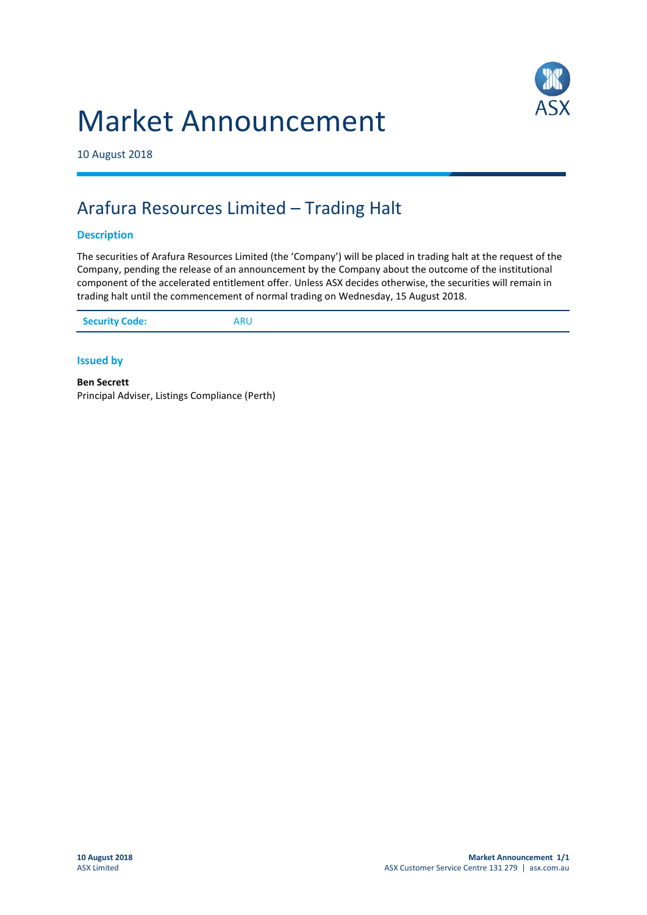# Market Announcement

10 August 2018

## Arafura Resources Limited – Trading Halt

### Description

The securities of Arafura Resources Limited (the 'Company') will be placed in trading halt at the request of the Company, pending the release of an announcement by the Company about the outcome of the institutional component of the accelerated entitlement offer. Unless ASX decides otherwise, the securities will remain in trading halt until the commencement of normal trading on Wednesday, 15 August 2018.

| **Security Code:** | ARU |
|---|---|

### Issued by

**Ben Secrett**
Principal Adviser, Listings Compliance (Perth)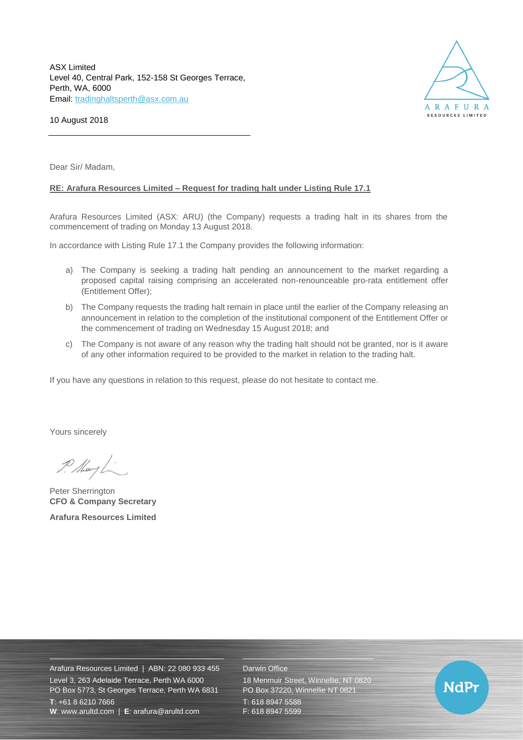ASX Limited
Level 40, Central Park, 152-158 St Georges Terrace,
Perth, WA, 6000
Email: tradinghaltsperth@asx.com.au

10 August 2018

Dear Sir/ Madam,

**RE: Arafura Resources Limited – Request for trading halt under Listing Rule 17.1**

Arafura Resources Limited (ASX: ARU) (the Company) requests a trading halt in its shares from the commencement of trading on Monday 13 August 2018.

In accordance with Listing Rule 17.1 the Company provides the following information:

a) The Company is seeking a trading halt pending an announcement to the market regarding a proposed capital raising comprising an accelerated non-renounceable pro-rata entitlement offer (Entitlement Offer);

b) The Company requests the trading halt remain in place until the earlier of the Company releasing an announcement in relation to the completion of the institutional component of the Entitlement Offer or the commencement of trading on Wednesday 15 August 2018; and

c) The Company is not aware of any reason why the trading halt should not be granted, nor is it aware of any other information required to be provided to the market in relation to the trading halt.

If you have any questions in relation to this request, please do not hesitate to contact me.

Yours sincerely

Peter Sherrington
**CFO & Company Secretary**

**Arafura Resources Limited**

Arafura Resources Limited | ABN: 22 080 933 455
Level 3, 263 Adelaide Terrace, Perth WA 6000
PO Box 5773, St Georges Terrace, Perth WA 6831
**T**: +61 8 6210 7666
**W**: www.arultd.com | **E**: arafura@arultd.com

Darwin Office
18 Menmuir Street, Winnellie, NT 0820
PO Box 37220, Winnellie NT 0821
T: 618 8947 5588
F: 618 8947 5599